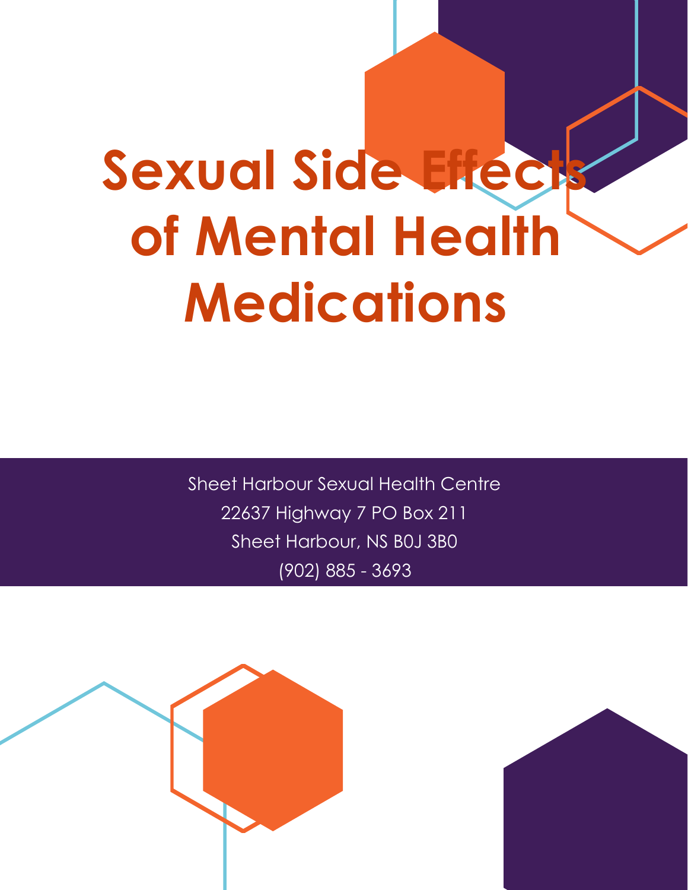# Sexual Side Effects of Mental Health Medications

Sheet Harbour Sexual Health Centre

22637 Highway 7 PO Box 211

Sheet Harbour, NS B0J 3B0

(902) 885 - 3693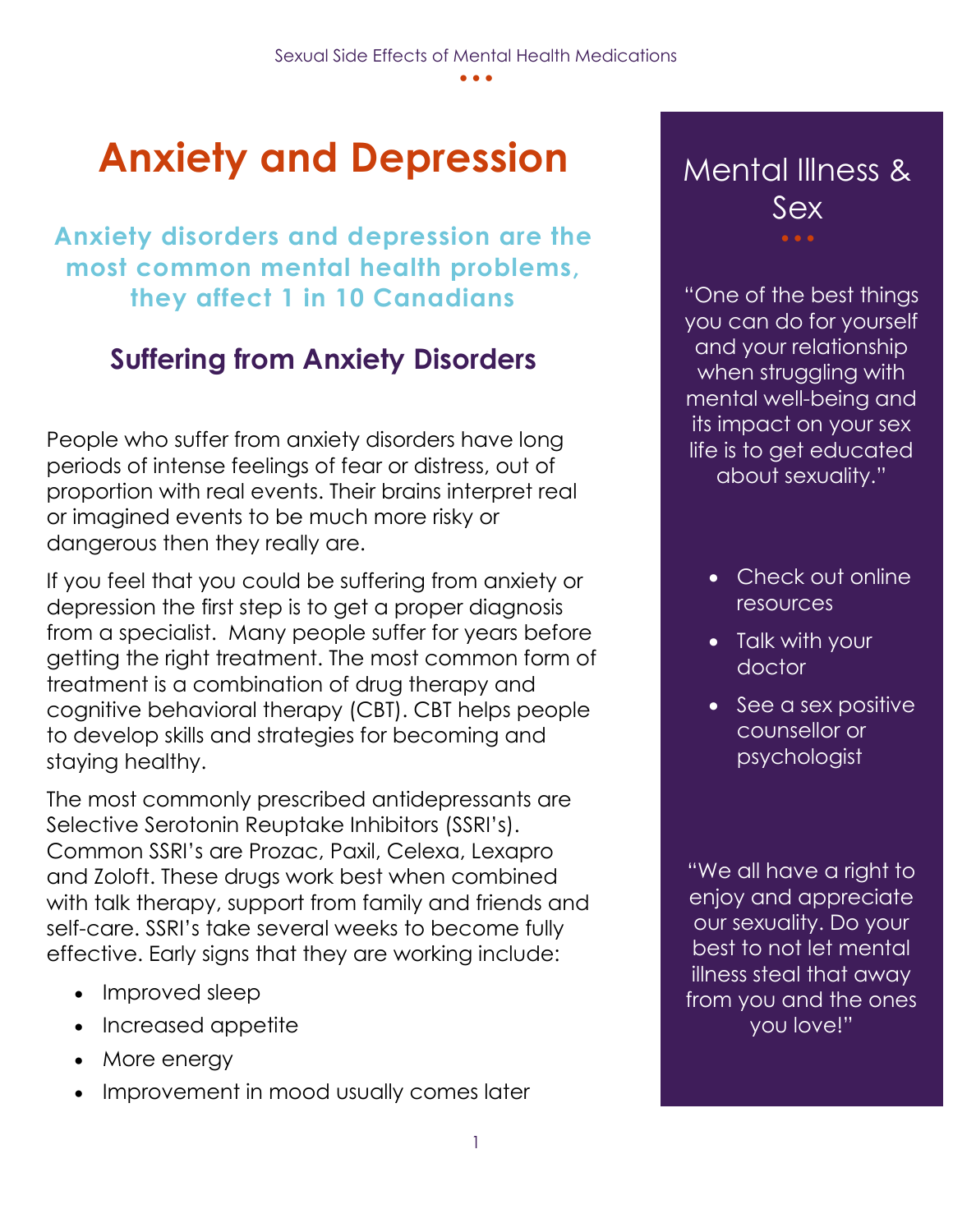# Anxiety and Depression

### Anxiety disorders and depression are the most common mental health problems, they affect 1 in 10 Canadians

## Suffering from Anxiety Disorders

People who suffer from anxiety disorders have long periods of intense feelings of fear or distress, out of proportion with real events. Their brains interpret real or imagined events to be much more risky or dangerous then they really are.

If you feel that you could be suffering from anxiety or depression the first step is to get a proper diagnosis from a specialist. Many people suffer for years before getting the right treatment. The most common form of treatment is a combination of drug therapy and cognitive behavioral therapy (CBT). CBT helps people to develop skills and strategies for becoming and staying healthy.

The most commonly prescribed antidepressants are Selective Serotonin Reuptake Inhibitors (SSRI's). Common SSRI's are Prozac, Paxil, Celexa, Lexapro and Zoloft. These drugs work best when combined with talk therapy, support from family and friends and self-care. SSRI's take several weeks to become fully effective. Early signs that they are working include:

- Improved sleep
- Increased appetite
- More energy
- Improvement in mood usually comes later

## Mental Illness & Sex

"One of the best things you can do for yourself and your relationship when struggling with mental well-being and its impact on your sex life is to get educated about sexuality."

- Check out online resources
- Talk with your doctor
- See a sex positive counsellor or psychologist

"We all have a right to enjoy and appreciate our sexuality. Do your best to not let mental illness steal that away from you and the ones you love!"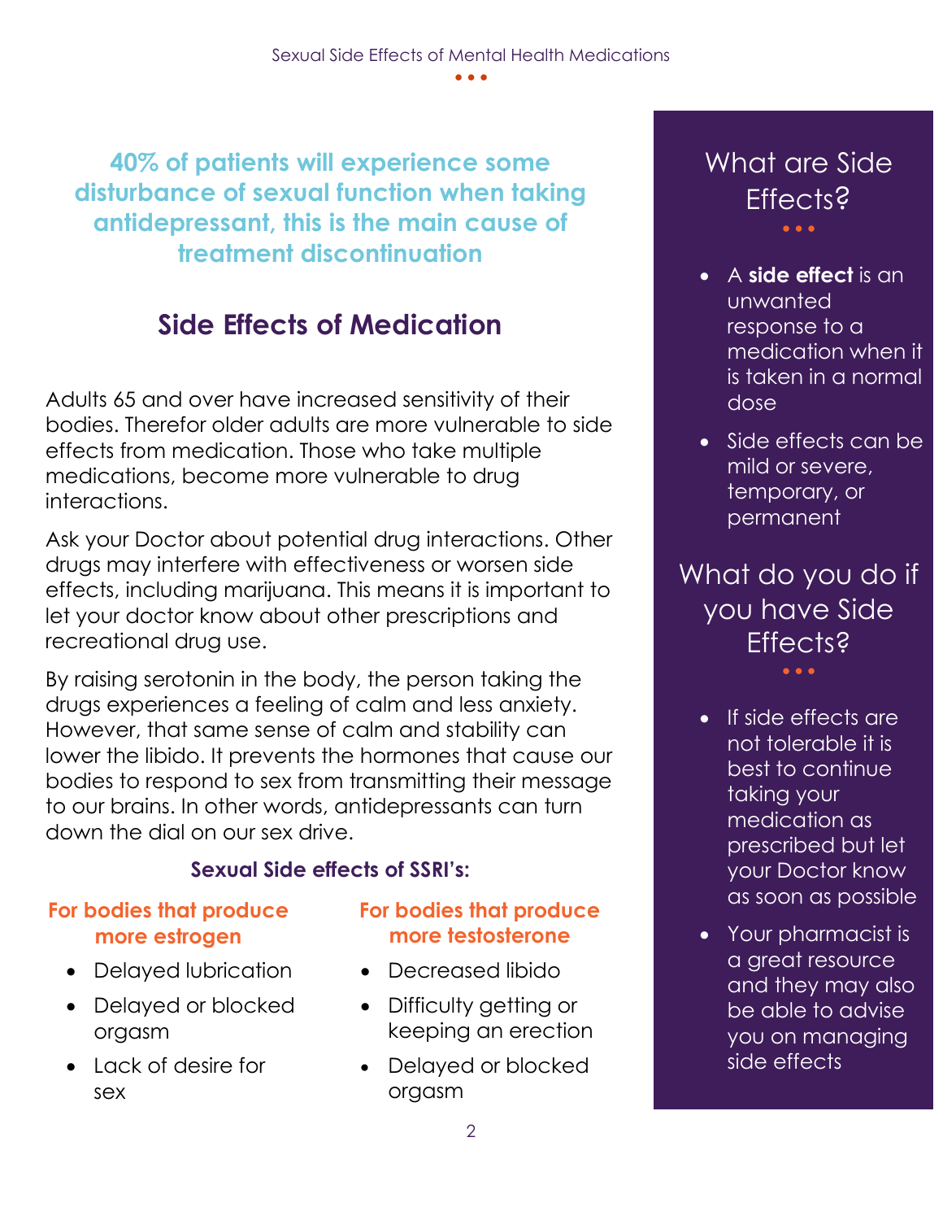**40% of patients will experience some disturbance of sexual function when taking antidepressant, this is the main cause of treatment discontinuation**

## Side Effects of Medication

Adults 65 and over have increased sensitivity of their bodies. Therefor older adults are more vulnerable to side effects from medication. Those who take multiple medications, become more vulnerable to drug interactions.

Ask your Doctor about potential drug interactions. Other drugs may interfere with effectiveness or worsen side effects, including marijuana. This means it is important to let your doctor know about other prescriptions and recreational drug use.

By raising serotonin in the body, the person taking the drugs experiences a feeling of calm and less anxiety. However, that same sense of calm and stability can lower the libido. It prevents the hormones that cause our bodies to respond to sex from transmitting their message to our brains. In other words, antidepressants can turn down the dial on our sex drive.

### Sexual Side effects of SSRI's:

#### For bodies that produce more estrogen

- Delayed lubrication
- Delayed or blocked orgasm
- Lack of desire for sex

#### For bodies that produce more testosterone

- Decreased libido
- Difficulty getting or keeping an erection
- Delayed or blocked orgasm

## What are Side Effects?

- A **side effect** is an unwanted response to a medication when it is taken in a normal dose
- Side effects can be mild or severe, temporary, or permanent

## What do you do if you have Side Effects?

- If side effects are not tolerable it is best to continue taking your medication as prescribed but let your Doctor know as soon as possible
- Your pharmacist is a great resource and they may also be able to advise you on managing side effects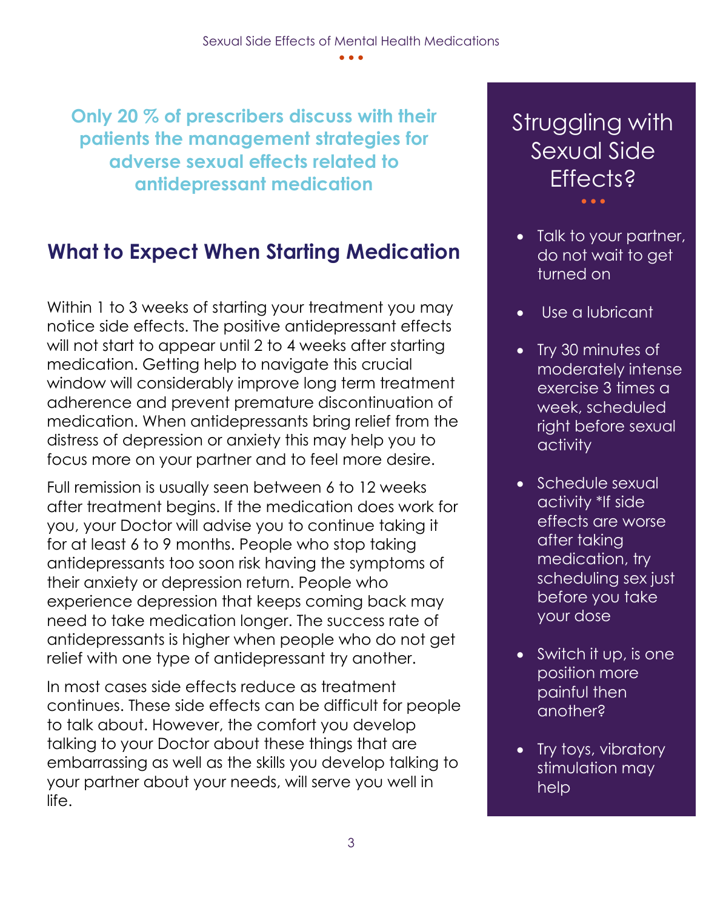**Only 20 % of prescribers discuss with their patients the management strategies for adverse sexual effects related to antidepressant medication**

## What to Expect When Starting Medication

Within 1 to 3 weeks of starting your treatment you may notice side effects. The positive antidepressant effects will not start to appear until 2 to 4 weeks after starting medication. Getting help to navigate this crucial window will considerably improve long term treatment adherence and prevent premature discontinuation of medication. When antidepressants bring relief from the distress of depression or anxiety this may help you to focus more on your partner and to feel more desire.

Full remission is usually seen between 6 to 12 weeks after treatment begins. If the medication does work for you, your Doctor will advise you to continue taking it for at least 6 to 9 months. People who stop taking antidepressants too soon risk having the symptoms of their anxiety or depression return. People who experience depression that keeps coming back may need to take medication longer. The success rate of antidepressants is higher when people who do not get relief with one type of antidepressant try another.

In most cases side effects reduce as treatment continues. These side effects can be difficult for people to talk about. However, the comfort you develop talking to your Doctor about these things that are embarrassing as well as the skills you develop talking to your partner about your needs, will serve you well in life.

## Struggling with Sexual Side Effects?

- Talk to your partner, do not wait to get turned on
- Use a lubricant
- Try 30 minutes of moderately intense exercise 3 times a week, scheduled right before sexual activity
- Schedule sexual activity *If side effects are worse after taking medication, try scheduling sex just before you take your dose
- Switch it up, is one position more painful then another?
- Try toys, vibratory stimulation may help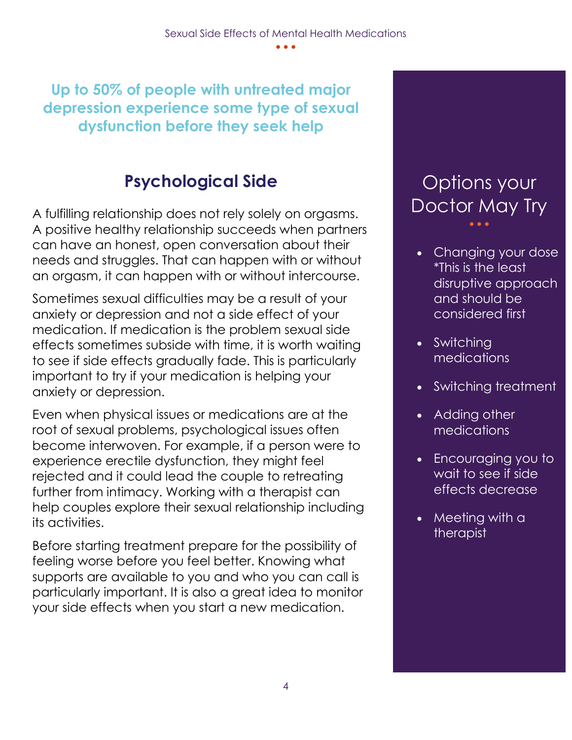**Up to 50% of people with untreated major depression experience some type of sexual dysfunction before they seek help**

## Psychological Side

A fulfilling relationship does not rely solely on orgasms. A positive healthy relationship succeeds when partners can have an honest, open conversation about their needs and struggles. That can happen with or without an orgasm, it can happen with or without intercourse.

Sometimes sexual difficulties may be a result of your anxiety or depression and not a side effect of your medication. If medication is the problem sexual side effects sometimes subside with time, it is worth waiting to see if side effects gradually fade. This is particularly important to try if your medication is helping your anxiety or depression.

Even when physical issues or medications are at the root of sexual problems, psychological issues often become interwoven. For example, if a person were to experience erectile dysfunction, they might feel rejected and it could lead the couple to retreating further from intimacy. Working with a therapist can help couples explore their sexual relationship including its activities.

Before starting treatment prepare for the possibility of feeling worse before you feel better. Knowing what supports are available to you and who you can call is particularly important. It is also a great idea to monitor your side effects when you start a new medication.

## Options your Doctor May Try

- Changing your dose *This is the least disruptive approach and should be considered first
- Switching medications
- Switching treatment
- Adding other medications
- Encouraging you to wait to see if side effects decrease
- Meeting with a therapist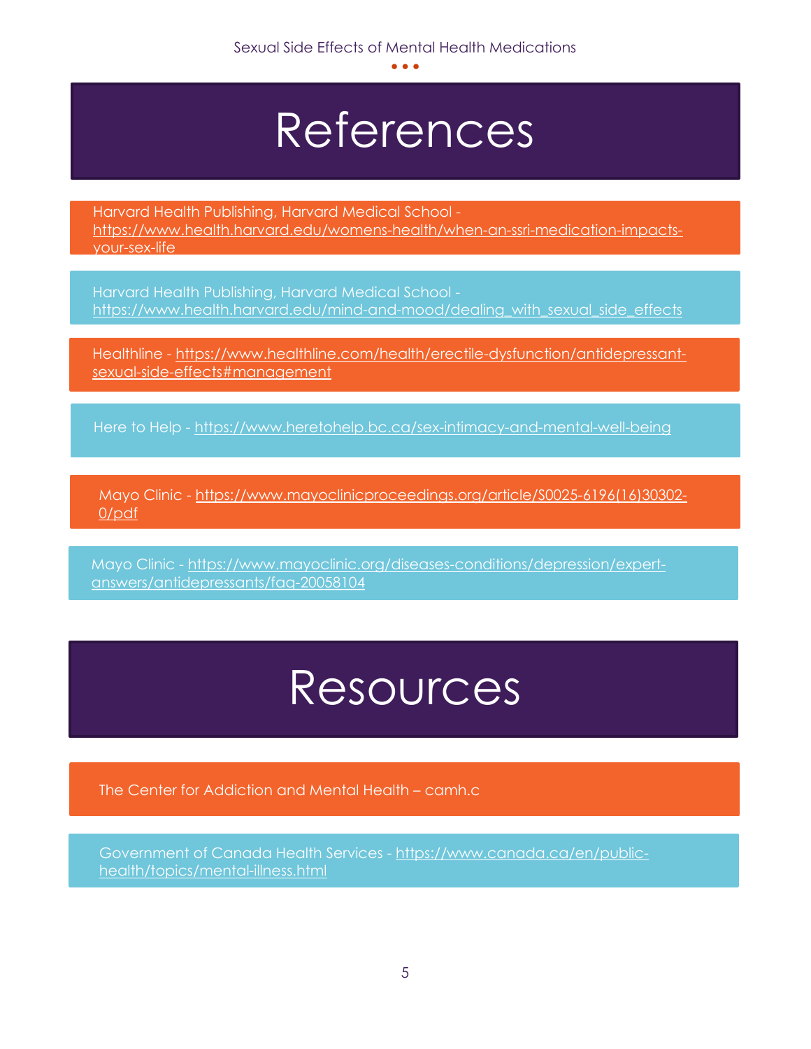# References

Harvard Health Publishing, Harvard Medical School - https://www.health.harvard.edu/womens-health/when-an-ssri-medication-impacts-your-sex-life

Harvard Health Publishing, Harvard Medical School - https://www.health.harvard.edu/mind-and-mood/dealing_with_sexual_side_effects

Healthline - https://www.healthline.com/health/erectile-dysfunction/antidepressant-sexual-side-effects#management

Here to Help - https://www.heretohelp.bc.ca/sex-intimacy-and-mental-well-being

Mayo Clinic - https://www.mayoclinicproceedings.org/article/S0025-6196(16)30302-0/pdf

Mayo Clinic - https://www.mayoclinic.org/diseases-conditions/depression/expert-answers/antidepressants/faq-20058104

# Resources

The Center for Addiction and Mental Health – camh.c

Government of Canada Health Services - https://www.canada.ca/en/public-health/topics/mental-illness.html